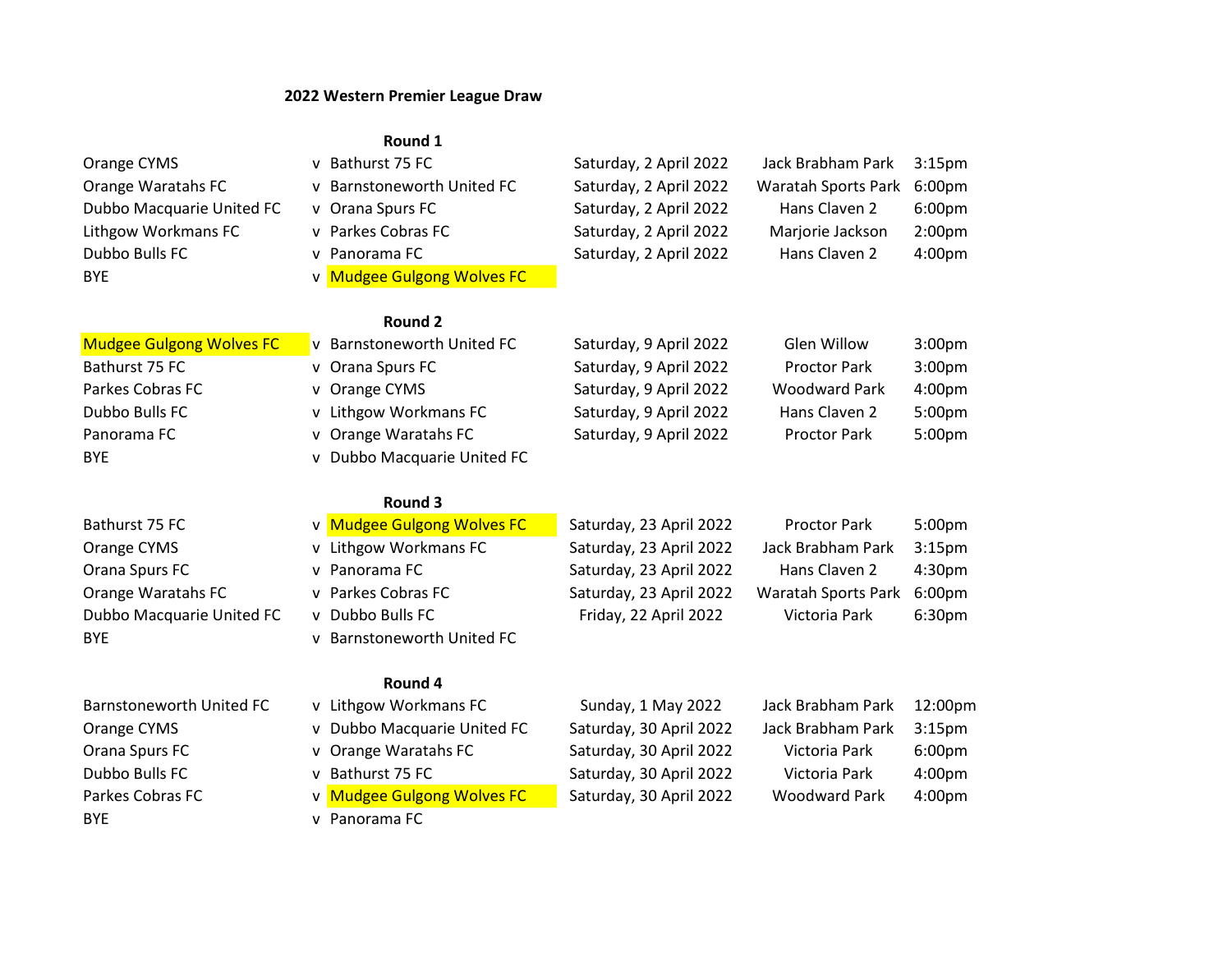# 2022 Western Premier League Draw

## Round 1

| Home | | Away | Date | Venue | Time |
|---|---|---|---|---|---|
| Orange CYMS | v | Bathurst 75 FC | Saturday, 2 April 2022 | Jack Brabham Park | 3:15pm |
| Orange Waratahs FC | v | Barnstoneworth United FC | Saturday, 2 April 2022 | Waratah Sports Park | 6:00pm |
| Dubbo Macquarie United FC | v | Orana Spurs FC | Saturday, 2 April 2022 | Hans Claven 2 | 6:00pm |
| Lithgow Workmans FC | v | Parkes Cobras FC | Saturday, 2 April 2022 | Marjorie Jackson | 2:00pm |
| Dubbo Bulls FC | v | Panorama FC | Saturday, 2 April 2022 | Hans Claven 2 | 4:00pm |
| BYE | v | Mudgee Gulgong Wolves FC | | | |

## Round 2

| Home | | Away | Date | Venue | Time |
|---|---|---|---|---|---|
| Mudgee Gulgong Wolves FC | v | Barnstoneworth United FC | Saturday, 9 April 2022 | Glen Willow | 3:00pm |
| Bathurst 75 FC | v | Orana Spurs FC | Saturday, 9 April 2022 | Proctor Park | 3:00pm |
| Parkes Cobras FC | v | Orange CYMS | Saturday, 9 April 2022 | Woodward Park | 4:00pm |
| Dubbo Bulls FC | v | Lithgow Workmans FC | Saturday, 9 April 2022 | Hans Claven 2 | 5:00pm |
| Panorama FC | v | Orange Waratahs FC | Saturday, 9 April 2022 | Proctor Park | 5:00pm |
| BYE | v | Dubbo Macquarie United FC | | | |

## Round 3

| Home | | Away | Date | Venue | Time |
|---|---|---|---|---|---|
| Bathurst 75 FC | v | Mudgee Gulgong Wolves FC | Saturday, 23 April 2022 | Proctor Park | 5:00pm |
| Orange CYMS | v | Lithgow Workmans FC | Saturday, 23 April 2022 | Jack Brabham Park | 3:15pm |
| Orana Spurs FC | v | Panorama FC | Saturday, 23 April 2022 | Hans Claven 2 | 4:30pm |
| Orange Waratahs FC | v | Parkes Cobras FC | Saturday, 23 April 2022 | Waratah Sports Park | 6:00pm |
| Dubbo Macquarie United FC | v | Dubbo Bulls FC | Friday, 22 April 2022 | Victoria Park | 6:30pm |
| BYE | v | Barnstoneworth United FC | | | |

## Round 4

| Home | | Away | Date | Venue | Time |
|---|---|---|---|---|---|
| Barnstoneworth United FC | v | Lithgow Workmans FC | Sunday, 1 May 2022 | Jack Brabham Park | 12:00pm |
| Orange CYMS | v | Dubbo Macquarie United FC | Saturday, 30 April 2022 | Jack Brabham Park | 3:15pm |
| Orana Spurs FC | v | Orange Waratahs FC | Saturday, 30 April 2022 | Victoria Park | 6:00pm |
| Dubbo Bulls FC | v | Bathurst 75 FC | Saturday, 30 April 2022 | Victoria Park | 4:00pm |
| Parkes Cobras FC | v | Mudgee Gulgong Wolves FC | Saturday, 30 April 2022 | Woodward Park | 4:00pm |
| BYE | v | Panorama FC | | | |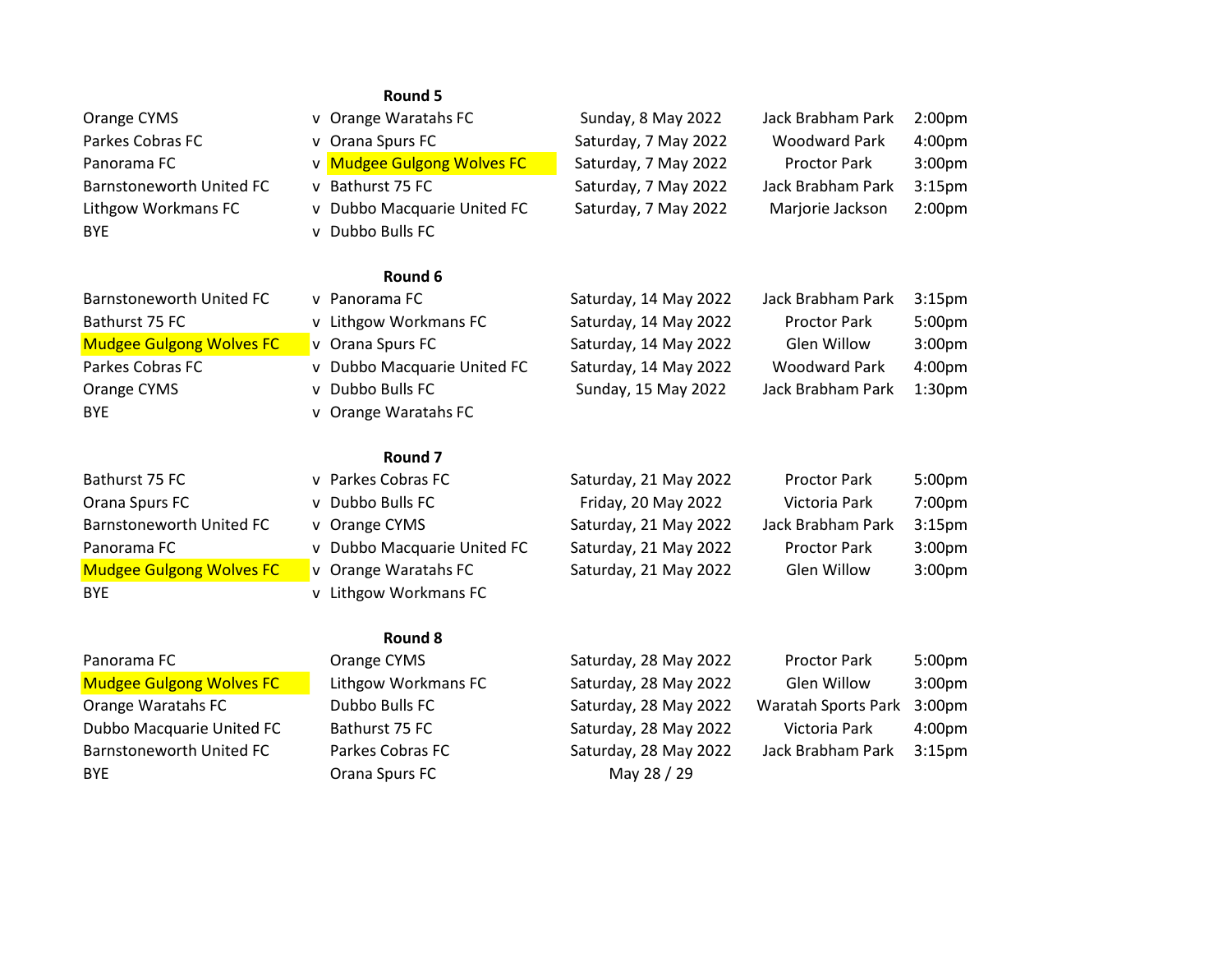### Round 5

| Home | | Away | Date | Venue | Time |
|---|---|---|---|---|---|
| Orange CYMS | v | Orange Waratahs FC | Sunday, 8 May 2022 | Jack Brabham Park | 2:00pm |
| Parkes Cobras FC | v | Orana Spurs FC | Saturday, 7 May 2022 | Woodward Park | 4:00pm |
| Panorama FC | v | Mudgee Gulgong Wolves FC | Saturday, 7 May 2022 | Proctor Park | 3:00pm |
| Barnstoneworth United FC | v | Bathurst 75 FC | Saturday, 7 May 2022 | Jack Brabham Park | 3:15pm |
| Lithgow Workmans FC | v | Dubbo Macquarie United FC | Saturday, 7 May 2022 | Marjorie Jackson | 2:00pm |
| BYE | v | Dubbo Bulls FC | | | |

### Round 6

| Home | | Away | Date | Venue | Time |
|---|---|---|---|---|---|
| Barnstoneworth United FC | v | Panorama FC | Saturday, 14 May 2022 | Jack Brabham Park | 3:15pm |
| Bathurst 75 FC | v | Lithgow Workmans FC | Saturday, 14 May 2022 | Proctor Park | 5:00pm |
| Mudgee Gulgong Wolves FC | v | Orana Spurs FC | Saturday, 14 May 2022 | Glen Willow | 3:00pm |
| Parkes Cobras FC | v | Dubbo Macquarie United FC | Saturday, 14 May 2022 | Woodward Park | 4:00pm |
| Orange CYMS | v | Dubbo Bulls FC | Sunday, 15 May 2022 | Jack Brabham Park | 1:30pm |
| BYE | v | Orange Waratahs FC | | | |

### Round 7

| Home | | Away | Date | Venue | Time |
|---|---|---|---|---|---|
| Bathurst 75 FC | v | Parkes Cobras FC | Saturday, 21 May 2022 | Proctor Park | 5:00pm |
| Orana Spurs FC | v | Dubbo Bulls FC | Friday, 20 May 2022 | Victoria Park | 7:00pm |
| Barnstoneworth United FC | v | Orange CYMS | Saturday, 21 May 2022 | Jack Brabham Park | 3:15pm |
| Panorama FC | v | Dubbo Macquarie United FC | Saturday, 21 May 2022 | Proctor Park | 3:00pm |
| Mudgee Gulgong Wolves FC | v | Orange Waratahs FC | Saturday, 21 May 2022 | Glen Willow | 3:00pm |
| BYE | v | Lithgow Workmans FC | | | |

### Round 8

| Home | | Away | Date | Venue | Time |
|---|---|---|---|---|---|
| Panorama FC | | Orange CYMS | Saturday, 28 May 2022 | Proctor Park | 5:00pm |
| Mudgee Gulgong Wolves FC | | Lithgow Workmans FC | Saturday, 28 May 2022 | Glen Willow | 3:00pm |
| Orange Waratahs FC | | Dubbo Bulls FC | Saturday, 28 May 2022 | Waratah Sports Park | 3:00pm |
| Dubbo Macquarie United FC | | Bathurst 75 FC | Saturday, 28 May 2022 | Victoria Park | 4:00pm |
| Barnstoneworth United FC | | Parkes Cobras FC | Saturday, 28 May 2022 | Jack Brabham Park | 3:15pm |
| BYE | | Orana Spurs FC | May 28 / 29 | | |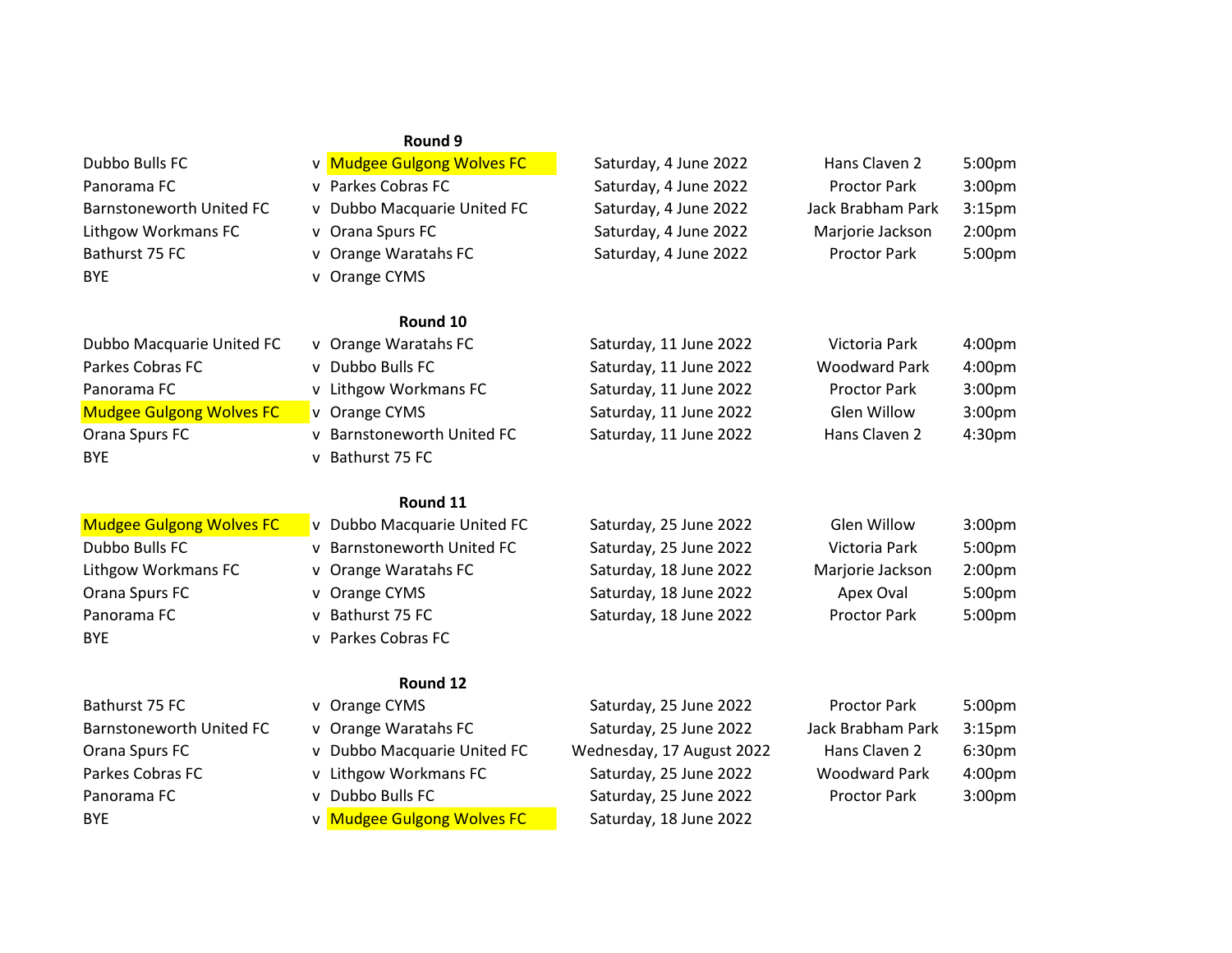**Round 9**

| Home | | Away | Date | Venue | Time |
|---|---|---|---|---|---|
| Dubbo Bulls FC | v | Mudgee Gulgong Wolves FC | Saturday, 4 June 2022 | Hans Claven 2 | 5:00pm |
| Panorama FC | v | Parkes Cobras FC | Saturday, 4 June 2022 | Proctor Park | 3:00pm |
| Barnstoneworth United FC | v | Dubbo Macquarie United FC | Saturday, 4 June 2022 | Jack Brabham Park | 3:15pm |
| Lithgow Workmans FC | v | Orana Spurs FC | Saturday, 4 June 2022 | Marjorie Jackson | 2:00pm |
| Bathurst 75 FC | v | Orange Waratahs FC | Saturday, 4 June 2022 | Proctor Park | 5:00pm |
| BYE | v | Orange CYMS | | | |

**Round 10**

| Home | | Away | Date | Venue | Time |
|---|---|---|---|---|---|
| Dubbo Macquarie United FC | v | Orange Waratahs FC | Saturday, 11 June 2022 | Victoria Park | 4:00pm |
| Parkes Cobras FC | v | Dubbo Bulls FC | Saturday, 11 June 2022 | Woodward Park | 4:00pm |
| Panorama FC | v | Lithgow Workmans FC | Saturday, 11 June 2022 | Proctor Park | 3:00pm |
| Mudgee Gulgong Wolves FC | v | Orange CYMS | Saturday, 11 June 2022 | Glen Willow | 3:00pm |
| Orana Spurs FC | v | Barnstoneworth United FC | Saturday, 11 June 2022 | Hans Claven 2 | 4:30pm |
| BYE | v | Bathurst 75 FC | | | |

**Round 11**

| Home | | Away | Date | Venue | Time |
|---|---|---|---|---|---|
| Mudgee Gulgong Wolves FC | v | Dubbo Macquarie United FC | Saturday, 25 June 2022 | Glen Willow | 3:00pm |
| Dubbo Bulls FC | v | Barnstoneworth United FC | Saturday, 25 June 2022 | Victoria Park | 5:00pm |
| Lithgow Workmans FC | v | Orange Waratahs FC | Saturday, 18 June 2022 | Marjorie Jackson | 2:00pm |
| Orana Spurs FC | v | Orange CYMS | Saturday, 18 June 2022 | Apex Oval | 5:00pm |
| Panorama FC | v | Bathurst 75 FC | Saturday, 18 June 2022 | Proctor Park | 5:00pm |
| BYE | v | Parkes Cobras FC | | | |

**Round 12**

| Home | | Away | Date | Venue | Time |
|---|---|---|---|---|---|
| Bathurst 75 FC | v | Orange CYMS | Saturday, 25 June 2022 | Proctor Park | 5:00pm |
| Barnstoneworth United FC | v | Orange Waratahs FC | Saturday, 25 June 2022 | Jack Brabham Park | 3:15pm |
| Orana Spurs FC | v | Dubbo Macquarie United FC | Wednesday, 17 August 2022 | Hans Claven 2 | 6:30pm |
| Parkes Cobras FC | v | Lithgow Workmans FC | Saturday, 25 June 2022 | Woodward Park | 4:00pm |
| Panorama FC | v | Dubbo Bulls FC | Saturday, 25 June 2022 | Proctor Park | 3:00pm |
| BYE | v | Mudgee Gulgong Wolves FC | Saturday, 18 June 2022 | | |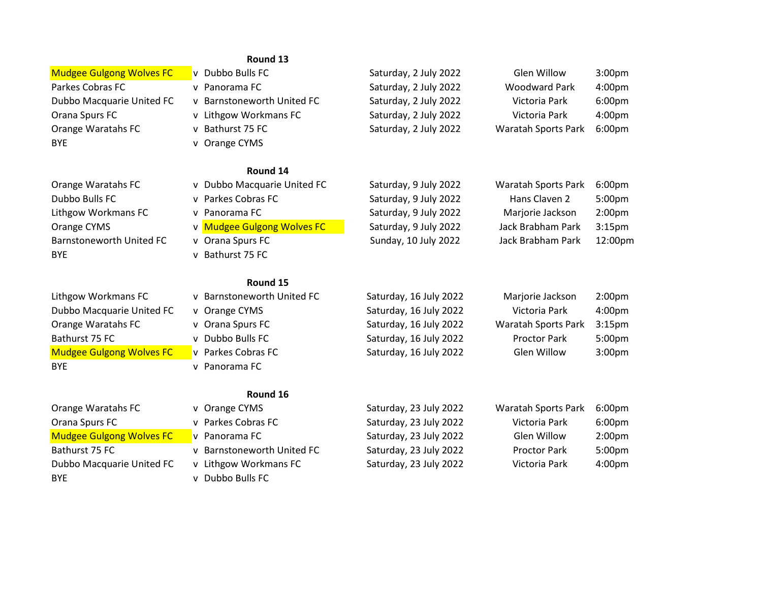**Round 13**

| Home | | Away | Date | Venue | Time |
|---|---|---|---|---|---|
| Mudgee Gulgong Wolves FC | v | Dubbo Bulls FC | Saturday, 2 July 2022 | Glen Willow | 3:00pm |
| Parkes Cobras FC | v | Panorama FC | Saturday, 2 July 2022 | Woodward Park | 4:00pm |
| Dubbo Macquarie United FC | v | Barnstoneworth United FC | Saturday, 2 July 2022 | Victoria Park | 6:00pm |
| Orana Spurs FC | v | Lithgow Workmans FC | Saturday, 2 July 2022 | Victoria Park | 4:00pm |
| Orange Waratahs FC | v | Bathurst 75 FC | Saturday, 2 July 2022 | Waratah Sports Park | 6:00pm |
| BYE | v | Orange CYMS | | | |

**Round 14**

| Home | | Away | Date | Venue | Time |
|---|---|---|---|---|---|
| Orange Waratahs FC | v | Dubbo Macquarie United FC | Saturday, 9 July 2022 | Waratah Sports Park | 6:00pm |
| Dubbo Bulls FC | v | Parkes Cobras FC | Saturday, 9 July 2022 | Hans Claven 2 | 5:00pm |
| Lithgow Workmans FC | v | Panorama FC | Saturday, 9 July 2022 | Marjorie Jackson | 2:00pm |
| Orange CYMS | v | Mudgee Gulgong Wolves FC | Saturday, 9 July 2022 | Jack Brabham Park | 3:15pm |
| Barnstoneworth United FC | v | Orana Spurs FC | Sunday, 10 July 2022 | Jack Brabham Park | 12:00pm |
| BYE | v | Bathurst 75 FC | | | |

**Round 15**

| Home | | Away | Date | Venue | Time |
|---|---|---|---|---|---|
| Lithgow Workmans FC | v | Barnstoneworth United FC | Saturday, 16 July 2022 | Marjorie Jackson | 2:00pm |
| Dubbo Macquarie United FC | v | Orange CYMS | Saturday, 16 July 2022 | Victoria Park | 4:00pm |
| Orange Waratahs FC | v | Orana Spurs FC | Saturday, 16 July 2022 | Waratah Sports Park | 3:15pm |
| Bathurst 75 FC | v | Dubbo Bulls FC | Saturday, 16 July 2022 | Proctor Park | 5:00pm |
| Mudgee Gulgong Wolves FC | v | Parkes Cobras FC | Saturday, 16 July 2022 | Glen Willow | 3:00pm |
| BYE | v | Panorama FC | | | |

**Round 16**

| Home | | Away | Date | Venue | Time |
|---|---|---|---|---|---|
| Orange Waratahs FC | v | Orange CYMS | Saturday, 23 July 2022 | Waratah Sports Park | 6:00pm |
| Orana Spurs FC | v | Parkes Cobras FC | Saturday, 23 July 2022 | Victoria Park | 6:00pm |
| Mudgee Gulgong Wolves FC | v | Panorama FC | Saturday, 23 July 2022 | Glen Willow | 2:00pm |
| Bathurst 75 FC | v | Barnstoneworth United FC | Saturday, 23 July 2022 | Proctor Park | 5:00pm |
| Dubbo Macquarie United FC | v | Lithgow Workmans FC | Saturday, 23 July 2022 | Victoria Park | 4:00pm |
| BYE | v | Dubbo Bulls FC | | | |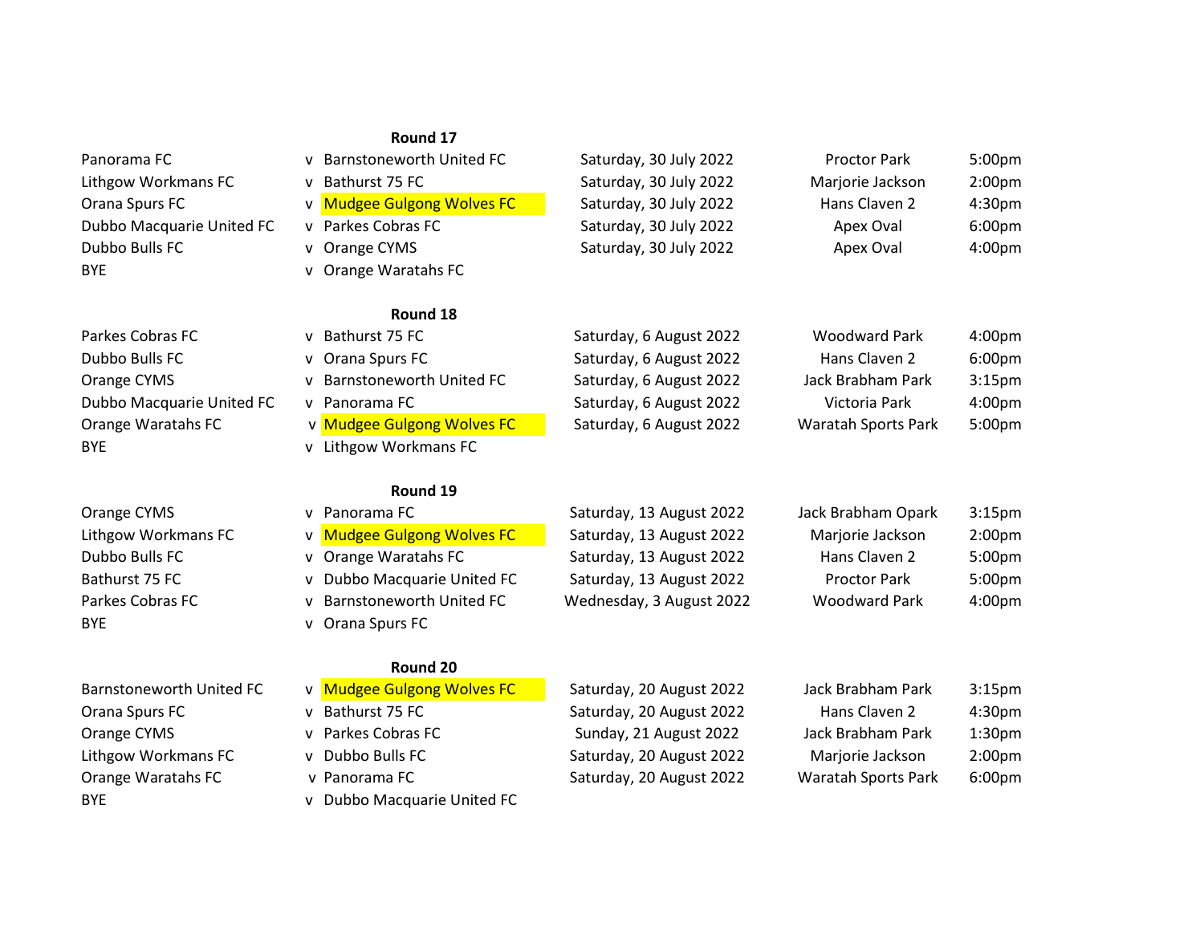**Round 17**

| Home | | Away | Date | Venue | Time |
|---|---|---|---|---|---|
| Panorama FC | v | Barnstoneworth United FC | Saturday, 30 July 2022 | Proctor Park | 5:00pm |
| Lithgow Workmans FC | v | Bathurst 75 FC | Saturday, 30 July 2022 | Marjorie Jackson | 2:00pm |
| Orana Spurs FC | v | Mudgee Gulgong Wolves FC | Saturday, 30 July 2022 | Hans Claven 2 | 4:30pm |
| Dubbo Macquarie United FC | v | Parkes Cobras FC | Saturday, 30 July 2022 | Apex Oval | 6:00pm |
| Dubbo Bulls FC | v | Orange CYMS | Saturday, 30 July 2022 | Apex Oval | 4:00pm |
| BYE | v | Orange Waratahs FC | | | |

**Round 18**

| Home | | Away | Date | Venue | Time |
|---|---|---|---|---|---|
| Parkes Cobras FC | v | Bathurst 75 FC | Saturday, 6 August 2022 | Woodward Park | 4:00pm |
| Dubbo Bulls FC | v | Orana Spurs FC | Saturday, 6 August 2022 | Hans Claven 2 | 6:00pm |
| Orange CYMS | v | Barnstoneworth United FC | Saturday, 6 August 2022 | Jack Brabham Park | 3:15pm |
| Dubbo Macquarie United FC | v | Panorama FC | Saturday, 6 August 2022 | Victoria Park | 4:00pm |
| Orange Waratahs FC | v | Mudgee Gulgong Wolves FC | Saturday, 6 August 2022 | Waratah Sports Park | 5:00pm |
| BYE | v | Lithgow Workmans FC | | | |

**Round 19**

| Home | | Away | Date | Venue | Time |
|---|---|---|---|---|---|
| Orange CYMS | v | Panorama FC | Saturday, 13 August 2022 | Jack Brabham Opark | 3:15pm |
| Lithgow Workmans FC | v | Mudgee Gulgong Wolves FC | Saturday, 13 August 2022 | Marjorie Jackson | 2:00pm |
| Dubbo Bulls FC | v | Orange Waratahs FC | Saturday, 13 August 2022 | Hans Claven 2 | 5:00pm |
| Bathurst 75 FC | v | Dubbo Macquarie United FC | Saturday, 13 August 2022 | Proctor Park | 5:00pm |
| Parkes Cobras FC | v | Barnstoneworth United FC | Wednesday, 3 August 2022 | Woodward Park | 4:00pm |
| BYE | v | Orana Spurs FC | | | |

**Round 20**

| Home | | Away | Date | Venue | Time |
|---|---|---|---|---|---|
| Barnstoneworth United FC | v | Mudgee Gulgong Wolves FC | Saturday, 20 August 2022 | Jack Brabham Park | 3:15pm |
| Orana Spurs FC | v | Bathurst 75 FC | Saturday, 20 August 2022 | Hans Claven 2 | 4:30pm |
| Orange CYMS | v | Parkes Cobras FC | Sunday, 21 August 2022 | Jack Brabham Park | 1:30pm |
| Lithgow Workmans FC | v | Dubbo Bulls FC | Saturday, 20 August 2022 | Marjorie Jackson | 2:00pm |
| Orange Waratahs FC | v | Panorama FC | Saturday, 20 August 2022 | Waratah Sports Park | 6:00pm |
| BYE | v | Dubbo Macquarie United FC | | | |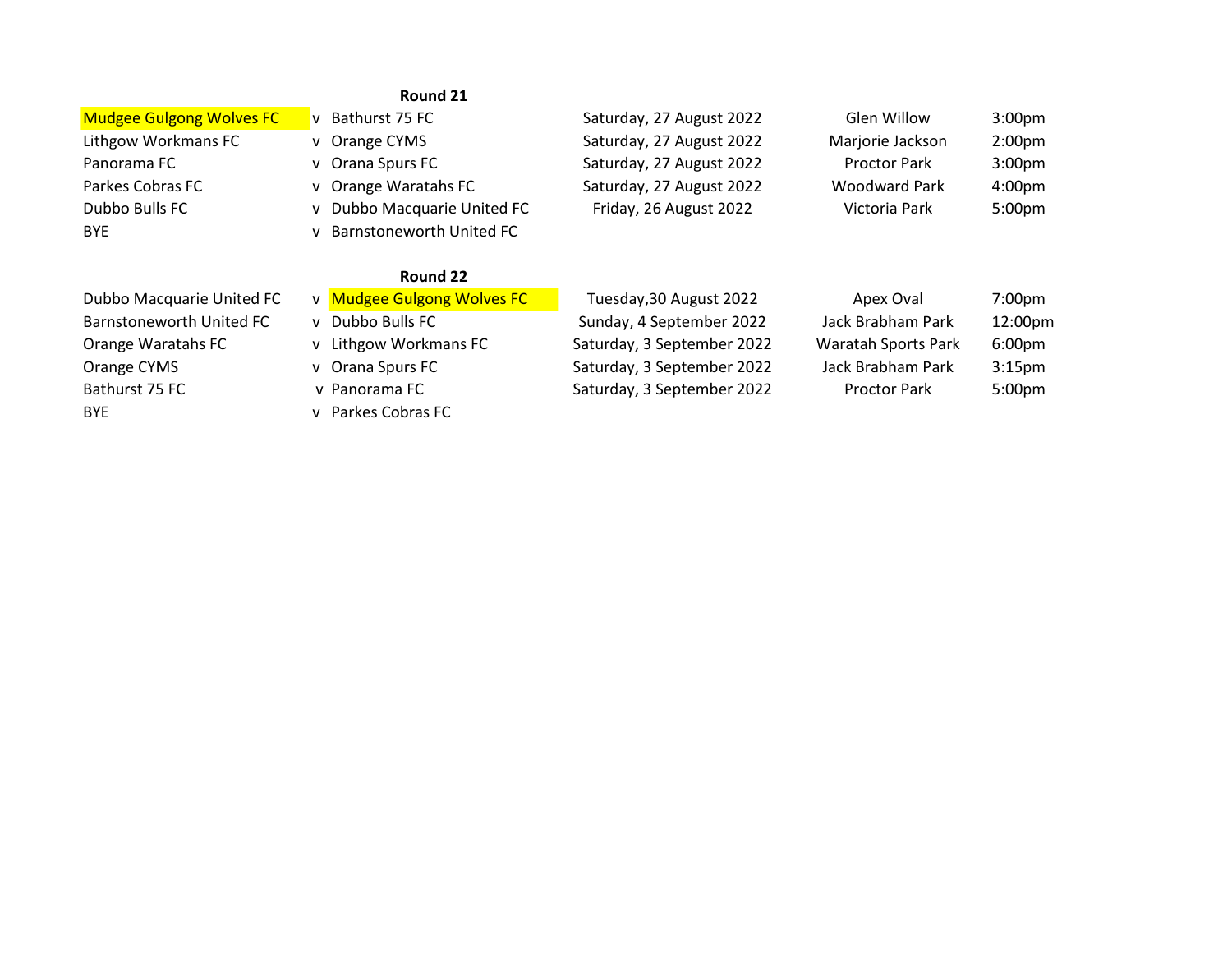**Round 21**

| | | | | | |
|---|---|---|---|---|---|
| Mudgee Gulgong Wolves FC | v | Bathurst 75 FC | Saturday, 27 August 2022 | Glen Willow | 3:00pm |
| Lithgow Workmans FC | v | Orange CYMS | Saturday, 27 August 2022 | Marjorie Jackson | 2:00pm |
| Panorama FC | v | Orana Spurs FC | Saturday, 27 August 2022 | Proctor Park | 3:00pm |
| Parkes Cobras FC | v | Orange Waratahs FC | Saturday, 27 August 2022 | Woodward Park | 4:00pm |
| Dubbo Bulls FC | v | Dubbo Macquarie United FC | Friday, 26 August 2022 | Victoria Park | 5:00pm |
| BYE | v | Barnstoneworth United FC | | | |

**Round 22**

| | | | | | |
|---|---|---|---|---|---|
| Dubbo Macquarie United FC | v | Mudgee Gulgong Wolves FC | Tuesday,30 August 2022 | Apex Oval | 7:00pm |
| Barnstoneworth United FC | v | Dubbo Bulls FC | Sunday, 4 September 2022 | Jack Brabham Park | 12:00pm |
| Orange Waratahs FC | v | Lithgow Workmans FC | Saturday, 3 September 2022 | Waratah Sports Park | 6:00pm |
| Orange CYMS | v | Orana Spurs FC | Saturday, 3 September 2022 | Jack Brabham Park | 3:15pm |
| Bathurst 75 FC | v | Panorama FC | Saturday, 3 September 2022 | Proctor Park | 5:00pm |
| BYE | v | Parkes Cobras FC | | | |